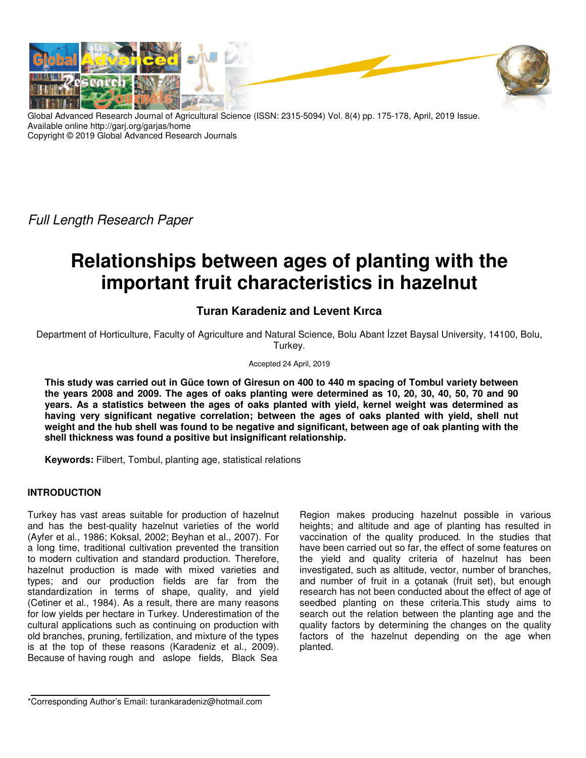Global Advanced Research Journal of Agricultural Science (ISSN: 2315-5094) Vol. 8(4) pp. 175-178, April, 2019 Issue.
Available online http://garj.org/garjas/home
Copyright © 2019 Global Advanced Research Journals

*Full Length Research Paper*

# Relationships between ages of planting with the important fruit characteristics in hazelnut

**Turan Karadeniz and Levent Kırca**

Department of Horticulture, Faculty of Agriculture and Natural Science, Bolu Abant İzzet Baysal University, 14100, Bolu, Turkey.

Accepted 24 April, 2019

**This study was carried out in Güce town of Giresun on 400 to 440 m spacing of Tombul variety between the years 2008 and 2009. The ages of oaks planting were determined as 10, 20, 30, 40, 50, 70 and 90 years. As a statistics between the ages of oaks planted with yield, kernel weight was determined as having very significant negative correlation; between the ages of oaks planted with yield, shell nut weight and the hub shell was found to be negative and significant, between age of oak planting with the shell thickness was found a positive but insignificant relationship.**

**Keywords:** Filbert, Tombul, planting age, statistical relations

## INTRODUCTION

Turkey has vast areas suitable for production of hazelnut and has the best-quality hazelnut varieties of the world (Ayfer et al., 1986; Koksal, 2002; Beyhan et al., 2007). For a long time, traditional cultivation prevented the transition to modern cultivation and standard production. Therefore, hazelnut production is made with mixed varieties and types; and our production fields are far from the standardization in terms of shape, quality, and yield (Cetiner et al., 1984). As a result, there are many reasons for low yields per hectare in Turkey. Underestimation of the cultural applications such as continuing on production with old branches, pruning, fertilization, and mixture of the types is at the top of these reasons (Karadeniz et al., 2009). Because of having rough and aslope fields, Black Sea Region makes producing hazelnut possible in various heights; and altitude and age of planting has resulted in vaccination of the quality produced. In the studies that have been carried out so far, the effect of some features on the yield and quality criteria of hazelnut has been investigated, such as altitude, vector, number of branches, and number of fruit in a çotanak (fruit set), but enough research has not been conducted about the effect of age of seedbed planting on these criteria.This study aims to search out the relation between the planting age and the quality factors by determining the changes on the quality factors of the hazelnut depending on the age when planted.

*Corresponding Author's Email: turankaradeniz@hotmail.com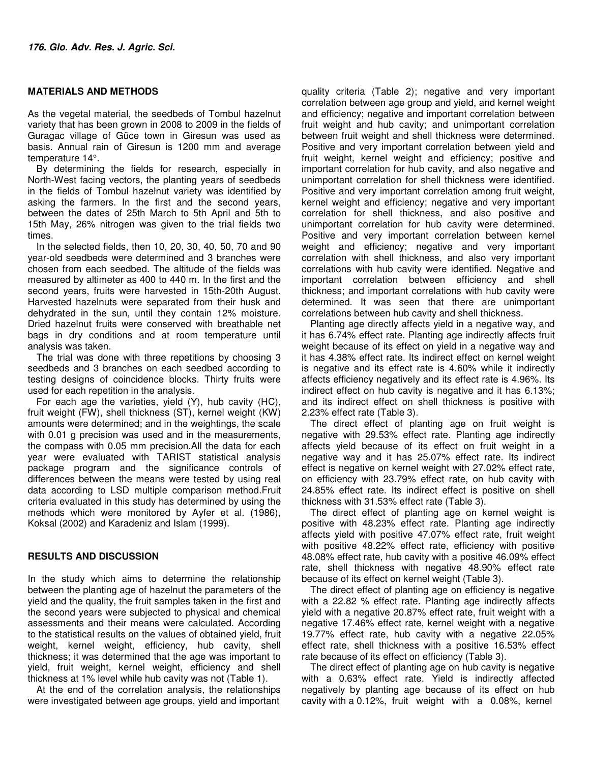## MATERIALS AND METHODS

As the vegetal material, the seedbeds of Tombul hazelnut variety that has been grown in 2008 to 2009 in the fields of Guragac village of Güce town in Giresun was used as basis. Annual rain of Giresun is 1200 mm and average temperature 14°.

By determining the fields for research, especially in North-West facing vectors, the planting years of seedbeds in the fields of Tombul hazelnut variety was identified by asking the farmers. In the first and the second years, between the dates of 25th March to 5th April and 5th to 15th May, 26% nitrogen was given to the trial fields two times.

In the selected fields, then 10, 20, 30, 40, 50, 70 and 90 year-old seedbeds were determined and 3 branches were chosen from each seedbed. The altitude of the fields was measured by altimeter as 400 to 440 m. In the first and the second years, fruits were harvested in 15th-20th August. Harvested hazelnuts were separated from their husk and dehydrated in the sun, until they contain 12% moisture. Dried hazelnut fruits were conserved with breathable net bags in dry conditions and at room temperature until analysis was taken.

The trial was done with three repetitions by choosing 3 seedbeds and 3 branches on each seedbed according to testing designs of coincidence blocks. Thirty fruits were used for each repetition in the analysis.

For each age the varieties, yield (Y), hub cavity (HC), fruit weight (FW), shell thickness (ST), kernel weight (KW) amounts were determined; and in the weightings, the scale with 0.01 g precision was used and in the measurements, the compass with 0.05 mm precision.All the data for each year were evaluated with TARIST statistical analysis package program and the significance controls of differences between the means were tested by using real data according to LSD multiple comparison method.Fruit criteria evaluated in this study has determined by using the methods which were monitored by Ayfer et al. (1986), Koksal (2002) and Karadeniz and Islam (1999).

## RESULTS AND DISCUSSION

In the study which aims to determine the relationship between the planting age of hazelnut the parameters of the yield and the quality, the fruit samples taken in the first and the second years were subjected to physical and chemical assessments and their means were calculated. According to the statistical results on the values of obtained yield, fruit weight, kernel weight, efficiency, hub cavity, shell thickness; it was determined that the age was important to yield, fruit weight, kernel weight, efficiency and shell thickness at 1% level while hub cavity was not (Table 1).

At the end of the correlation analysis, the relationships were investigated between age groups, yield and important quality criteria (Table 2); negative and very important correlation between age group and yield, and kernel weight and efficiency; negative and important correlation between fruit weight and hub cavity; and unimportant correlation between fruit weight and shell thickness were determined. Positive and very important correlation between yield and fruit weight, kernel weight and efficiency; positive and important correlation for hub cavity, and also negative and unimportant correlation for shell thickness were identified. Positive and very important correlation among fruit weight, kernel weight and efficiency; negative and very important correlation for shell thickness, and also positive and unimportant correlation for hub cavity were determined. Positive and very important correlation between kernel weight and efficiency; negative and very important correlation with shell thickness, and also very important correlations with hub cavity were identified. Negative and important correlation between efficiency and shell thickness; and important correlations with hub cavity were determined. It was seen that there are unimportant correlations between hub cavity and shell thickness.

Planting age directly affects yield in a negative way, and it has 6.74% effect rate. Planting age indirectly affects fruit weight because of its effect on yield in a negative way and it has 4.38% effect rate. Its indirect effect on kernel weight is negative and its effect rate is 4.60% while it indirectly affects efficiency negatively and its effect rate is 4.96%. Its indirect effect on hub cavity is negative and it has 6.13%; and its indirect effect on shell thickness is positive with 2.23% effect rate (Table 3).

The direct effect of planting age on fruit weight is negative with 29.53% effect rate. Planting age indirectly affects yield because of its effect on fruit weight in a negative way and it has 25.07% effect rate. Its indirect effect is negative on kernel weight with 27.02% effect rate, on efficiency with 23.79% effect rate, on hub cavity with 24.85% effect rate. Its indirect effect is positive on shell thickness with 31.53% effect rate (Table 3).

The direct effect of planting age on kernel weight is positive with 48.23% effect rate. Planting age indirectly affects yield with positive 47.07% effect rate, fruit weight with positive 48.22% effect rate, efficiency with positive 48.08% effect rate, hub cavity with a positive 46.09% effect rate, shell thickness with negative 48.90% effect rate because of its effect on kernel weight (Table 3).

The direct effect of planting age on efficiency is negative with a 22.82 % effect rate. Planting age indirectly affects yield with a negative 20.87% effect rate, fruit weight with a negative 17.46% effect rate, kernel weight with a negative 19.77% effect rate, hub cavity with a negative 22.05% effect rate, shell thickness with a positive 16.53% effect rate because of its effect on efficiency (Table 3).

The direct effect of planting age on hub cavity is negative with a 0.63% effect rate. Yield is indirectly affected negatively by planting age because of its effect on hub cavity with a 0.12%, fruit weight with a 0.08%, kernel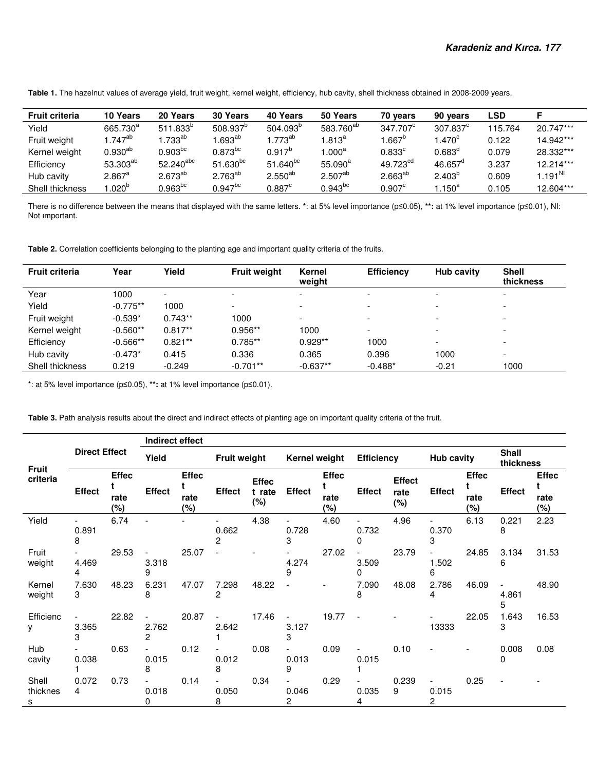**Table 1.** The hazelnut values of average yield, fruit weight, kernel weight, efficiency, hub cavity, shell thickness obtained in 2008-2009 years.

| Fruit criteria | 10 Years | 20 Years | 30 Years | 40 Years | 50 Years | 70 years | 90 years | LSD | F |
|---|---|---|---|---|---|---|---|---|---|
| Yield | 665.730[a] | 511.833[b] | 508.937[b] | 504.093[b] | 583.760[ab] | 347.707[c] | 307.837[c] | 115.764 | 20.747*** |
| Fruit weight | 1.747[ab] | 1.733[ab] | 1.693[ab] | 1.773[ab] | 1.813[a] | 1.667[b] | 1.470[c] | 0.122 | 14.942*** |
| Kernel weight | 0.930[ab] | 0.903[bc] | 0.873[bc] | 0.917[b] | 1.000[a] | 0.833[c] | 0.683[d] | 0.079 | 28.332*** |
| Efficiency | 53.303[ab] | 52.240[abc] | 51.630[bc] | 51.640[bc] | 55.090[a] | 49.723[cd] | 46.657[d] | 3.237 | 12.214*** |
| Hub cavity | 2.867[a] | 2.673[ab] | 2.763[ab] | 2.550[ab] | 2.507[ab] | 2.663[ab] | 2.403[b] | 0.609 | 1.191[NI] |
| Shell thickness | 1.020[b] | 0.963[bc] | 0.947[bc] | 0.887[c] | 0.943[bc] | 0.907[c] | 1.150[a] | 0.105 | 12.604*** |

There is no difference between the means that displayed with the same letters. *: at 5% level importance (p≤0.05), **: at 1% level importance (p≤0.01), NI: Not ımportant.

**Table 2.** Correlation coefficients belonging to the planting age and important quality criteria of the fruits.

| Fruit criteria | Year | Yield | Fruit weight | Kernel weight | Efficiency | Hub cavity | Shell thickness |
|---|---|---|---|---|---|---|---|
| Year | 1000 | - | - | - | - | - | - |
| Yield | -0.775** | 1000 | - | - | - | - | - |
| Fruit weight | -0.539* | 0.743** | 1000 | - | - | - | - |
| Kernel weight | -0.560** | 0.817** | 0.956** | 1000 | - | - | - |
| Efficiency | -0.566** | 0.821** | 0.785** | 0.929** | 1000 | - | - |
| Hub cavity | -0.473* | 0.415 | 0.336 | 0.365 | 0.396 | 1000 | - |
| Shell thickness | 0.219 | -0.249 | -0.701** | -0.637** | -0.488* | -0.21 | 1000 |

*: at 5% level importance (p≤0.05), **: at 1% level importance (p≤0.01).

**Table 3.** Path analysis results about the direct and indirect effects of planting age on important quality criteria of the fruit.

| Fruit criteria | Direct Effect | | Indirect effect | | | | | | | | | | | |
|---|---|---|---|---|---|---|---|---|---|---|---|---|---|---|
| | | | Yield | | Fruit weight | | Kernel weight | | Efficiency | | Hub cavity | | Shall thickness | |
| | Effect | Effect rate (%) | Effect | Effect rate (%) | Effect | Effect rate (%) | Effect | Effect rate (%) | Effect | Effect rate (%) | Effect | Effect rate (%) | Effect | Effect rate (%) |
| Yield | -0.8918 | 6.74 | - | - | -0.6622 | 4.38 | -0.7283 | 4.60 | -0.7320 | 4.96 | -0.3703 | 6.13 | 0.2218 | 2.23 |
| Fruit weight | -4.4694 | 29.53 | -3.3189 | 25.07 | - | - | -4.2749 | 27.02 | -3.5090 | 23.79 | -1.5026 | 24.85 | 3.1346 | 31.53 |
| Kernel weight | 7.6303 | 48.23 | 6.2318 | 47.07 | 7.2982 | 48.22 | - | - | 7.0908 | 48.08 | 2.7864 | 46.09 | -4.8615 | 48.90 |
| Efficiency | -3.3653 | 22.82 | -2.7622 | 20.87 | -2.6421 | 17.46 | -3.1273 | 19.77 | - | - | -13333 | 22.05 | 1.6433 | 16.53 |
| Hub cavity | -0.0381 | 0.63 | -0.0158 | 0.12 | -0.0128 | 0.08 | -0.0139 | 0.09 | -0.0151 | 0.10 | - | - | 0.0080 | 0.08 |
| Shell thickness | 0.0724 | 0.73 | -0.0180 | 0.14 | -0.0508 | 0.34 | -0.0462 | 0.29 | -0.0354 | 0.2399 | -0.0152 | 0.25 | - | - |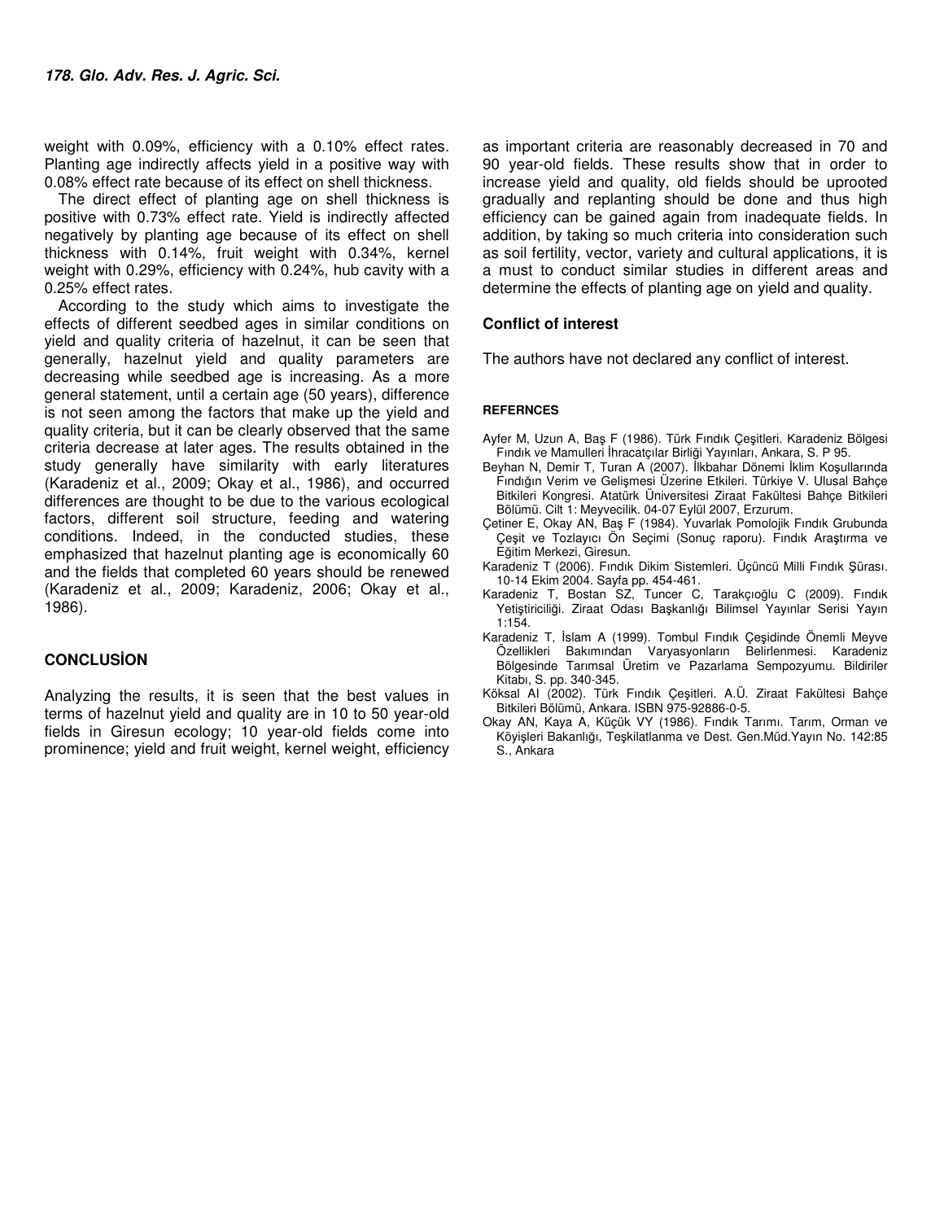weight with 0.09%, efficiency with a 0.10% effect rates. Planting age indirectly affects yield in a positive way with 0.08% effect rate because of its effect on shell thickness.

The direct effect of planting age on shell thickness is positive with 0.73% effect rate. Yield is indirectly affected negatively by planting age because of its effect on shell thickness with 0.14%, fruit weight with 0.34%, kernel weight with 0.29%, efficiency with 0.24%, hub cavity with a 0.25% effect rates.

According to the study which aims to investigate the effects of different seedbed ages in similar conditions on yield and quality criteria of hazelnut, it can be seen that generally, hazelnut yield and quality parameters are decreasing while seedbed age is increasing. As a more general statement, until a certain age (50 years), difference is not seen among the factors that make up the yield and quality criteria, but it can be clearly observed that the same criteria decrease at later ages. The results obtained in the study generally have similarity with early literatures (Karadeniz et al., 2009; Okay et al., 1986), and occurred differences are thought to be due to the various ecological factors, different soil structure, feeding and watering conditions. Indeed, in the conducted studies, these emphasized that hazelnut planting age is economically 60 and the fields that completed 60 years should be renewed (Karadeniz et al., 2009; Karadeniz, 2006; Okay et al., 1986).

## CONCLUSİON

Analyzing the results, it is seen that the best values in terms of hazelnut yield and quality are in 10 to 50 year-old fields in Giresun ecology; 10 year-old fields come into prominence; yield and fruit weight, kernel weight, efficiency as important criteria are reasonably decreased in 70 and 90 year-old fields. These results show that in order to increase yield and quality, old fields should be uprooted gradually and replanting should be done and thus high efficiency can be gained again from inadequate fields. In addition, by taking so much criteria into consideration such as soil fertility, vector, variety and cultural applications, it is a must to conduct similar studies in different areas and determine the effects of planting age on yield and quality.

### Conflict of interest

The authors have not declared any conflict of interest.

### REFERNCES

Ayfer M, Uzun A, Baş F (1986). Türk Fındık Çeşitleri. Karadeniz Bölgesi Fındık ve Mamulleri İhracatçılar Birliği Yayınları, Ankara, S. P 95.

Beyhan N, Demir T, Turan A (2007). İlkbahar Dönemi İklim Koşullarında Fındığın Verim ve Gelişmesi Üzerine Etkileri. Türkiye V. Ulusal Bahçe Bitkileri Kongresi. Atatürk Üniversitesi Ziraat Fakültesi Bahçe Bitkileri Bölümü. Cilt 1: Meyvecilik. 04-07 Eylül 2007, Erzurum.

Çetiner E, Okay AN, Baş F (1984). Yuvarlak Pomolojik Fındık Grubunda Çeşit ve Tozlayıcı Ön Seçimi (Sonuç raporu). Fındık Araştırma ve Eğitim Merkezi, Giresun.

Karadeniz T (2006). Fındık Dikim Sistemleri. Üçüncü Milli Fındık Şûrası. 10-14 Ekim 2004. Sayfa pp. 454-461.

Karadeniz T, Bostan SZ, Tuncer C, Tarakçıoğlu C (2009). Fındık Yetiştiriciliği. Ziraat Odası Başkanlığı Bilimsel Yayınlar Serisi Yayın 1:154.

Karadeniz T, İslam A (1999). Tombul Fındık Çeşidinde Önemli Meyve Özellikleri Bakımından Varyasyonların Belirlenmesi. Karadeniz Bölgesinde Tarımsal Üretim ve Pazarlama Sempozyumu. Bildiriler Kitabı, S. pp. 340-345.

Köksal AI (2002). Türk Fındık Çeşitleri. A.Ü. Ziraat Fakültesi Bahçe Bitkileri Bölümü, Ankara. ISBN 975-92886-0-5.

Okay AN, Kaya A, Küçük VY (1986). Fındık Tarımı. Tarım, Orman ve Köyişleri Bakanlığı, Teşkilatlanma ve Dest. Gen.Müd.Yayın No. 142:85 S., Ankara